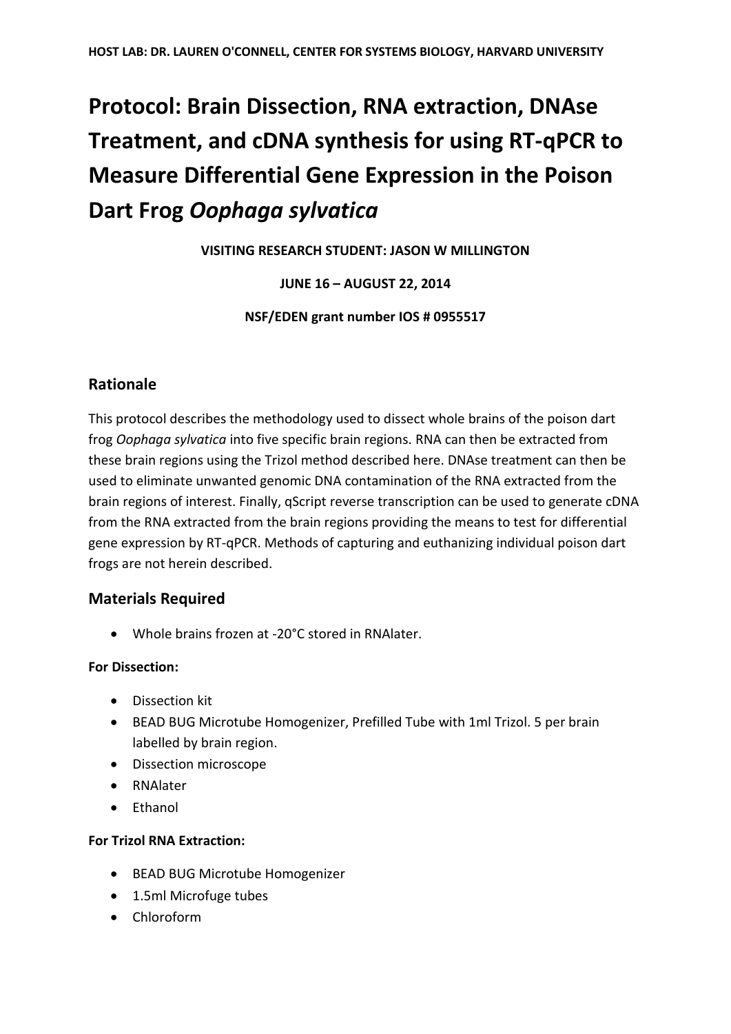HOST LAB: DR. LAUREN O'CONNELL, CENTER FOR SYSTEMS BIOLOGY, HARVARD UNIVERSITY

# Protocol: Brain Dissection, RNA extraction, DNAse Treatment, and cDNA synthesis for using RT-qPCR to Measure Differential Gene Expression in the Poison Dart Frog *Oophaga sylvatica*

**VISITING RESEARCH STUDENT: JASON W MILLINGTON**

**JUNE 16 – AUGUST 22, 2014**

**NSF/EDEN grant number IOS # 0955517**

## Rationale

This protocol describes the methodology used to dissect whole brains of the poison dart frog *Oophaga sylvatica* into five specific brain regions. RNA can then be extracted from these brain regions using the Trizol method described here. DNAse treatment can then be used to eliminate unwanted genomic DNA contamination of the RNA extracted from the brain regions of interest. Finally, qScript reverse transcription can be used to generate cDNA from the RNA extracted from the brain regions providing the means to test for differential gene expression by RT-qPCR. Methods of capturing and euthanizing individual poison dart frogs are not herein described.

## Materials Required

- Whole brains frozen at -20°C stored in RNAlater.

**For Dissection:**

- Dissection kit
- BEAD BUG Microtube Homogenizer, Prefilled Tube with 1ml Trizol. 5 per brain labelled by brain region.
- Dissection microscope
- RNAlater
- Ethanol

**For Trizol RNA Extraction:**

- BEAD BUG Microtube Homogenizer
- 1.5ml Microfuge tubes
- Chloroform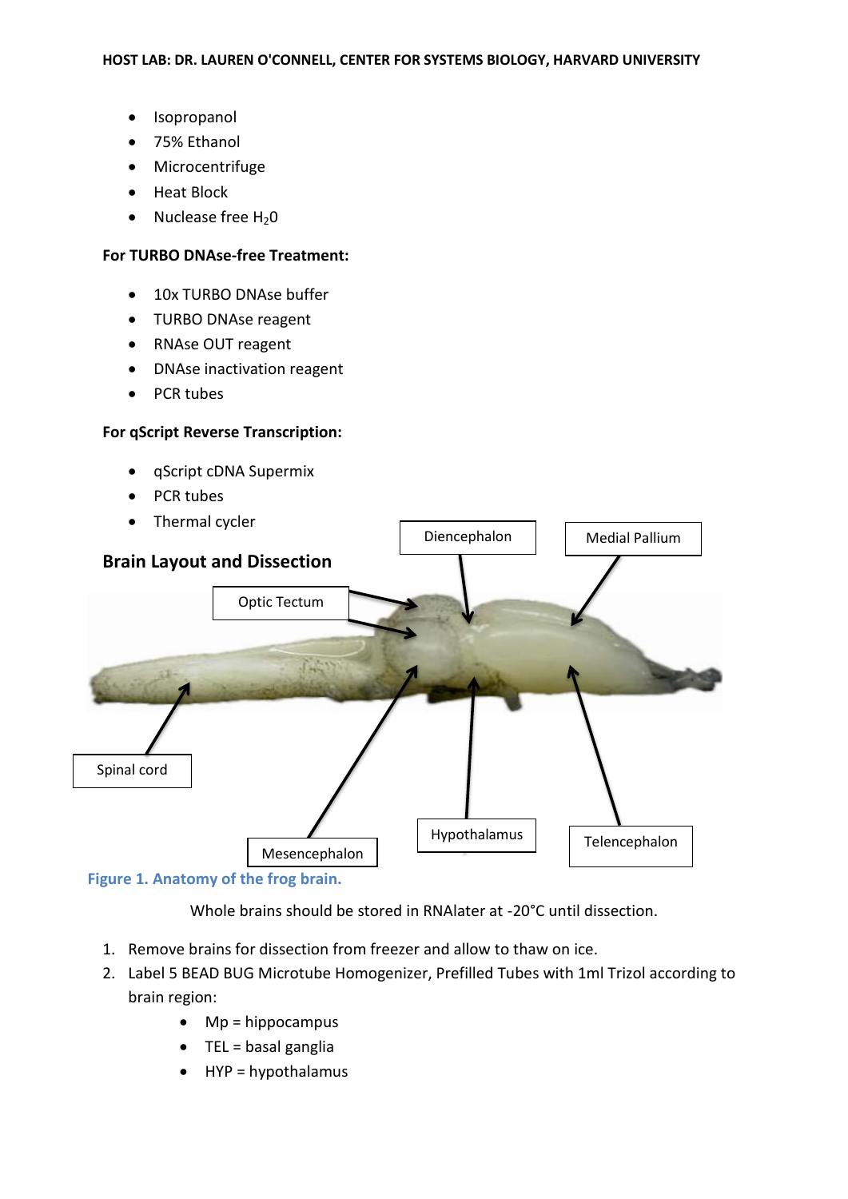- Isopropanol
- 75% Ethanol
- Microcentrifuge
- Heat Block
- Nuclease free $H_2O$

**For TURBO DNAse-free Treatment:**

- 10x TURBO DNAse buffer
- TURBO DNAse reagent
- RNAse OUT reagent
- DNAse inactivation reagent
- PCR tubes

**For qScript Reverse Transcription:**

- qScript cDNA Supermix
- PCR tubes
- Thermal cycler

## Brain Layout and Dissection

Figure 1. Anatomy of the frog brain.

Whole brains should be stored in RNAlater at -20°C until dissection.

1. Remove brains for dissection from freezer and allow to thaw on ice.
2. Label 5 BEAD BUG Microtube Homogenizer, Prefilled Tubes with 1ml Trizol according to brain region:
    - Mp = hippocampus
    - TEL = basal ganglia
    - HYP = hypothalamus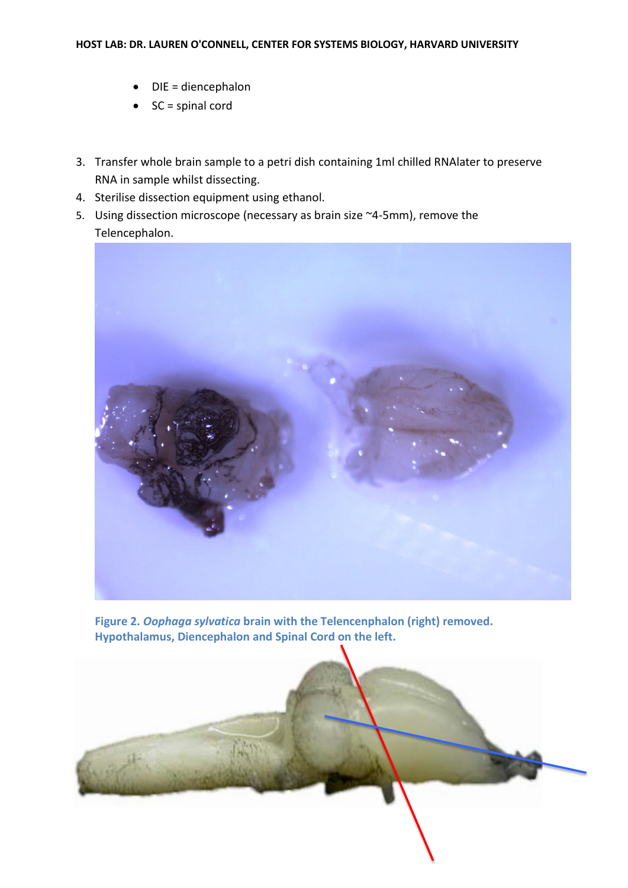- DIE = diencephalon
- SC = spinal cord

3. Transfer whole brain sample to a petri dish containing 1ml chilled RNAlater to preserve RNA in sample whilst dissecting.
4. Sterilise dissection equipment using ethanol.
5. Using dissection microscope (necessary as brain size ~4-5mm), remove the Telencephalon.

**Figure 2.** ***Oophaga sylvatica*** **brain with the Telencenphalon (right) removed. Hypothalamus, Diencephalon and Spinal Cord on the left.**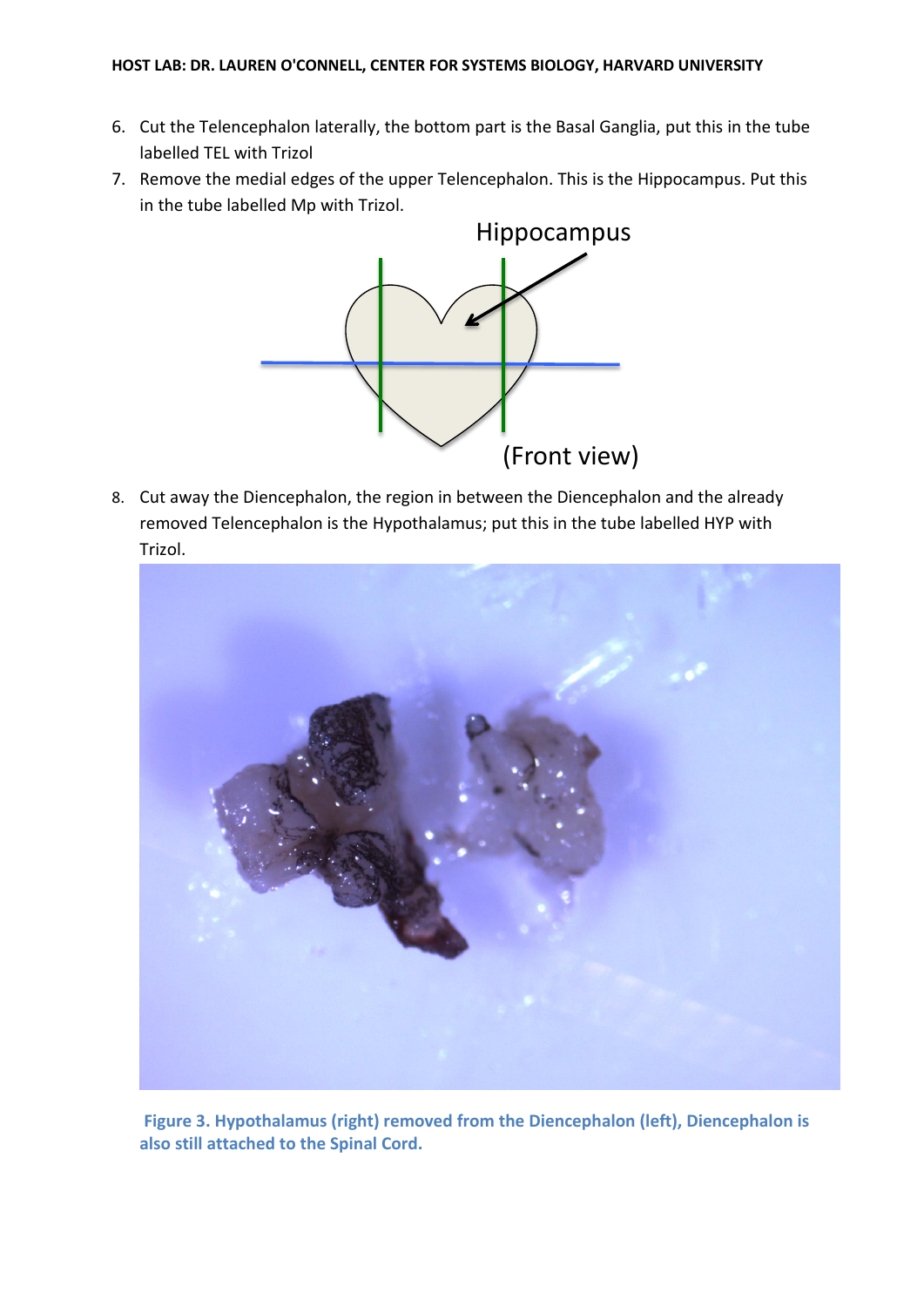6. Cut the Telencephalon laterally, the bottom part is the Basal Ganglia, put this in the tube labelled TEL with Trizol
7. Remove the medial edges of the upper Telencephalon. This is the Hippocampus. Put this in the tube labelled Mp with Trizol.

Hippocampus

(Front view)

8. Cut away the Diencephalon, the region in between the Diencephalon and the already removed Telencephalon is the Hypothalamus; put this in the tube labelled HYP with Trizol.

**Figure 3. Hypothalamus (right) removed from the Diencephalon (left), Diencephalon is also still attached to the Spinal Cord.**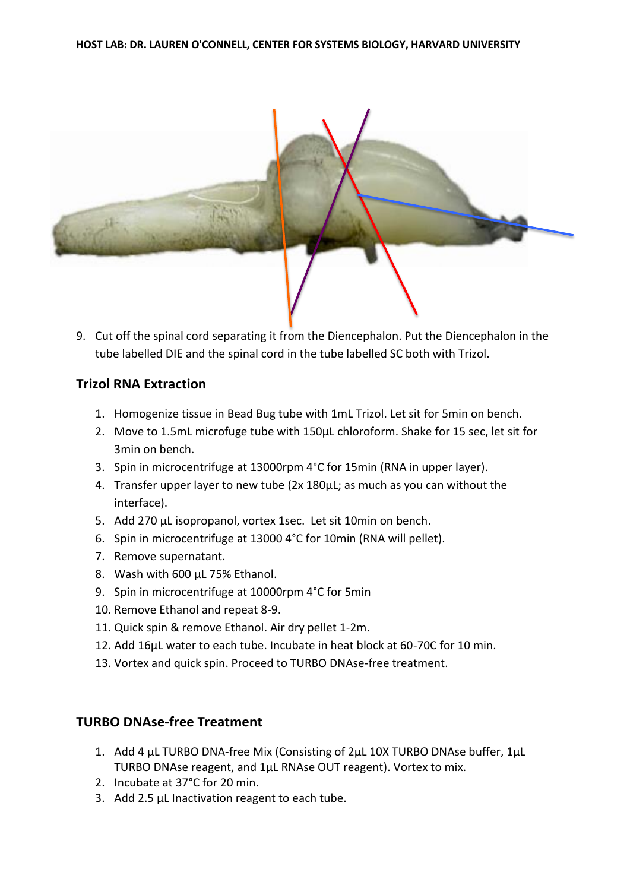9. Cut off the spinal cord separating it from the Diencephalon. Put the Diencephalon in the tube labelled DIE and the spinal cord in the tube labelled SC both with Trizol.

## Trizol RNA Extraction

1. Homogenize tissue in Bead Bug tube with 1mL Trizol. Let sit for 5min on bench.
2. Move to 1.5mL microfuge tube with 150µL chloroform. Shake for 15 sec, let sit for 3min on bench.
3. Spin in microcentrifuge at 13000rpm 4°C for 15min (RNA in upper layer).
4. Transfer upper layer to new tube (2x 180µL; as much as you can without the interface).
5. Add 270 µL isopropanol, vortex 1sec. Let sit 10min on bench.
6. Spin in microcentrifuge at 13000 4°C for 10min (RNA will pellet).
7. Remove supernatant.
8. Wash with 600 µL 75% Ethanol.
9. Spin in microcentrifuge at 10000rpm 4°C for 5min
10. Remove Ethanol and repeat 8-9.
11. Quick spin & remove Ethanol. Air dry pellet 1-2m.
12. Add 16µL water to each tube. Incubate in heat block at 60-70C for 10 min.
13. Vortex and quick spin. Proceed to TURBO DNAse-free treatment.

## TURBO DNAse-free Treatment

1. Add 4 µL TURBO DNA-free Mix (Consisting of 2µL 10X TURBO DNAse buffer, 1µL TURBO DNAse reagent, and 1µL RNAse OUT reagent). Vortex to mix.
2. Incubate at 37°C for 20 min.
3. Add 2.5 µL Inactivation reagent to each tube.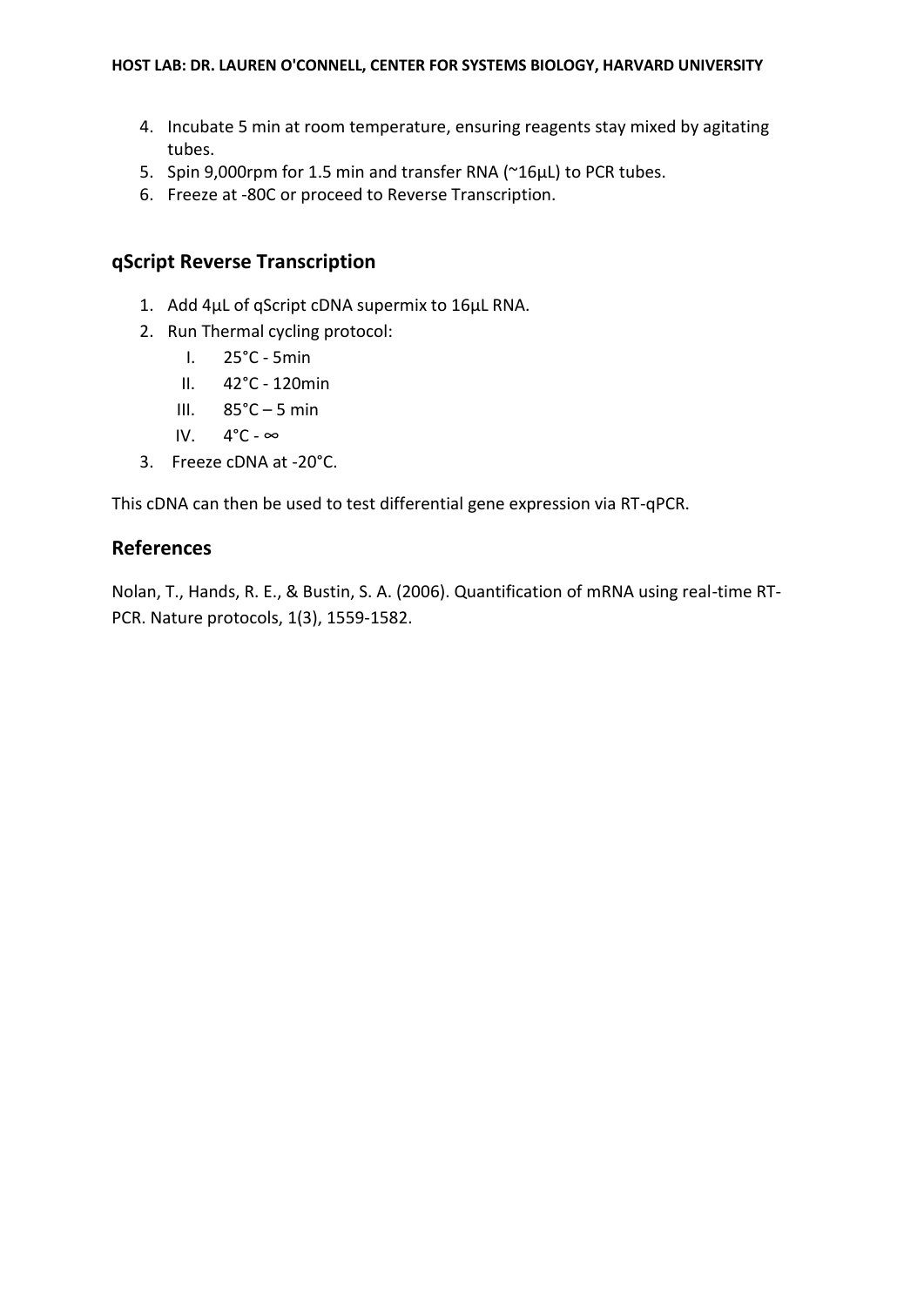4. Incubate 5 min at room temperature, ensuring reagents stay mixed by agitating tubes.
5. Spin 9,000rpm for 1.5 min and transfer RNA (~16µL) to PCR tubes.
6. Freeze at -80C or proceed to Reverse Transcription.

## qScript Reverse Transcription

1. Add 4µL of qScript cDNA supermix to 16µL RNA.
2. Run Thermal cycling protocol:
   I. 25°C - 5min
   II. 42°C - 120min
   III. 85°C – 5 min
   IV. 4°C - ∞
3. Freeze cDNA at -20°C.

This cDNA can then be used to test differential gene expression via RT-qPCR.

## References

Nolan, T., Hands, R. E., & Bustin, S. A. (2006). Quantification of mRNA using real-time RT-PCR. Nature protocols, 1(3), 1559-1582.